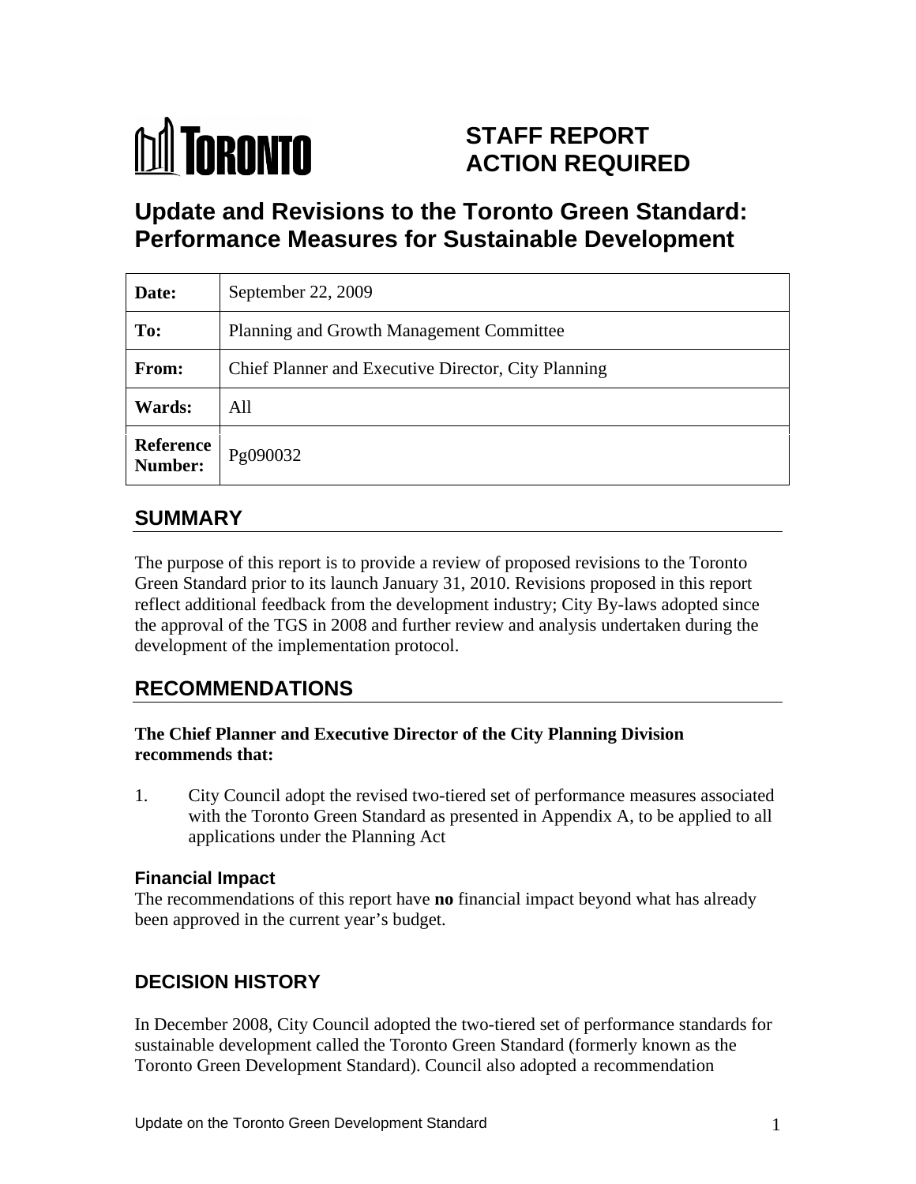# STAFF REPORT ACTION REQUIRED

## Update and Revisions to the Toronto Green Standard: Performance Measures for Sustainable Development

| **Date:** | September 22, 2009 |
|---|---|
| **To:** | Planning and Growth Management Committee |
| **From:** | Chief Planner and Executive Director, City Planning |
| **Wards:** | All |
| **Reference Number:** | Pg090032 |

## SUMMARY

The purpose of this report is to provide a review of proposed revisions to the Toronto Green Standard prior to its launch January 31, 2010. Revisions proposed in this report reflect additional feedback from the development industry; City By-laws adopted since the approval of the TGS in 2008 and further review and analysis undertaken during the development of the implementation protocol.

## RECOMMENDATIONS

**The Chief Planner and Executive Director of the City Planning Division recommends that:**

1. City Council adopt the revised two-tiered set of performance measures associated with the Toronto Green Standard as presented in Appendix A, to be applied to all applications under the Planning Act

### Financial Impact

The recommendations of this report have **no** financial impact beyond what has already been approved in the current year's budget.

## DECISION HISTORY

In December 2008, City Council adopted the two-tiered set of performance standards for sustainable development called the Toronto Green Standard (formerly known as the Toronto Green Development Standard). Council also adopted a recommendation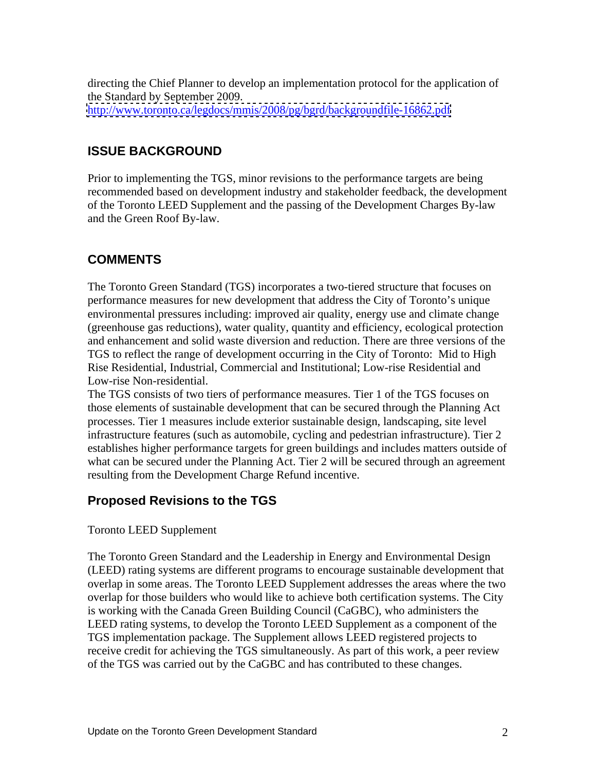directing the Chief Planner to develop an implementation protocol for the application of the Standard by September 2009.
http://www.toronto.ca/legdocs/mmis/2008/pg/bgrd/backgroundfile-16862.pdf

## ISSUE BACKGROUND

Prior to implementing the TGS, minor revisions to the performance targets are being recommended based on development industry and stakeholder feedback, the development of the Toronto LEED Supplement and the passing of the Development Charges By-law and the Green Roof By-law.

## COMMENTS

The Toronto Green Standard (TGS) incorporates a two-tiered structure that focuses on performance measures for new development that address the City of Toronto's unique environmental pressures including: improved air quality, energy use and climate change (greenhouse gas reductions), water quality, quantity and efficiency, ecological protection and enhancement and solid waste diversion and reduction. There are three versions of the TGS to reflect the range of development occurring in the City of Toronto: Mid to High Rise Residential, Industrial, Commercial and Institutional; Low-rise Residential and Low-rise Non-residential.
The TGS consists of two tiers of performance measures. Tier 1 of the TGS focuses on those elements of sustainable development that can be secured through the Planning Act processes. Tier 1 measures include exterior sustainable design, landscaping, site level infrastructure features (such as automobile, cycling and pedestrian infrastructure). Tier 2 establishes higher performance targets for green buildings and includes matters outside of what can be secured under the Planning Act. Tier 2 will be secured through an agreement resulting from the Development Charge Refund incentive.

### Proposed Revisions to the TGS

Toronto LEED Supplement

The Toronto Green Standard and the Leadership in Energy and Environmental Design (LEED) rating systems are different programs to encourage sustainable development that overlap in some areas. The Toronto LEED Supplement addresses the areas where the two overlap for those builders who would like to achieve both certification systems. The City is working with the Canada Green Building Council (CaGBC), who administers the LEED rating systems, to develop the Toronto LEED Supplement as a component of the TGS implementation package. The Supplement allows LEED registered projects to receive credit for achieving the TGS simultaneously. As part of this work, a peer review of the TGS was carried out by the CaGBC and has contributed to these changes.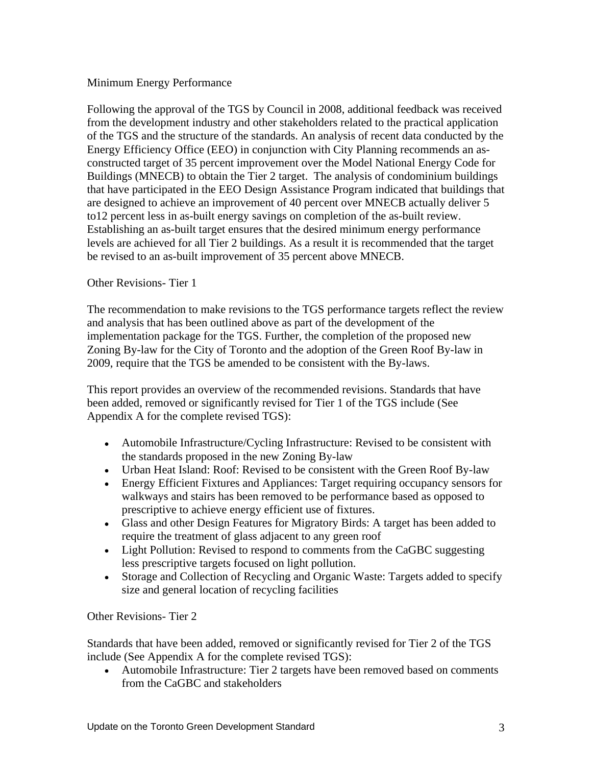## Minimum Energy Performance

Following the approval of the TGS by Council in 2008, additional feedback was received from the development industry and other stakeholders related to the practical application of the TGS and the structure of the standards. An analysis of recent data conducted by the Energy Efficiency Office (EEO) in conjunction with City Planning recommends an as-constructed target of 35 percent improvement over the Model National Energy Code for Buildings (MNECB) to obtain the Tier 2 target. The analysis of condominium buildings that have participated in the EEO Design Assistance Program indicated that buildings that are designed to achieve an improvement of 40 percent over MNECB actually deliver 5 to12 percent less in as-built energy savings on completion of the as-built review. Establishing an as-built target ensures that the desired minimum energy performance levels are achieved for all Tier 2 buildings. As a result it is recommended that the target be revised to an as-built improvement of 35 percent above MNECB.

## Other Revisions- Tier 1

The recommendation to make revisions to the TGS performance targets reflect the review and analysis that has been outlined above as part of the development of the implementation package for the TGS. Further, the completion of the proposed new Zoning By-law for the City of Toronto and the adoption of the Green Roof By-law in 2009, require that the TGS be amended to be consistent with the By-laws.

This report provides an overview of the recommended revisions. Standards that have been added, removed or significantly revised for Tier 1 of the TGS include (See Appendix A for the complete revised TGS):

- Automobile Infrastructure/Cycling Infrastructure: Revised to be consistent with the standards proposed in the new Zoning By-law
- Urban Heat Island: Roof: Revised to be consistent with the Green Roof By-law
- Energy Efficient Fixtures and Appliances: Target requiring occupancy sensors for walkways and stairs has been removed to be performance based as opposed to prescriptive to achieve energy efficient use of fixtures.
- Glass and other Design Features for Migratory Birds: A target has been added to require the treatment of glass adjacent to any green roof
- Light Pollution: Revised to respond to comments from the CaGBC suggesting less prescriptive targets focused on light pollution.
- Storage and Collection of Recycling and Organic Waste: Targets added to specify size and general location of recycling facilities

## Other Revisions- Tier 2

Standards that have been added, removed or significantly revised for Tier 2 of the TGS include (See Appendix A for the complete revised TGS):

- Automobile Infrastructure: Tier 2 targets have been removed based on comments from the CaGBC and stakeholders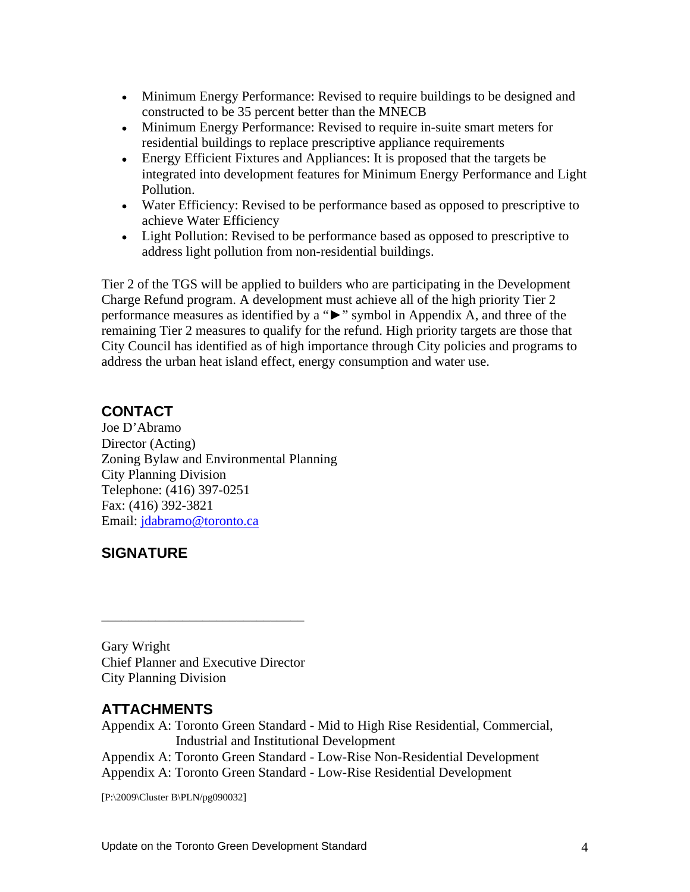- Minimum Energy Performance: Revised to require buildings to be designed and constructed to be 35 percent better than the MNECB
- Minimum Energy Performance: Revised to require in-suite smart meters for residential buildings to replace prescriptive appliance requirements
- Energy Efficient Fixtures and Appliances: It is proposed that the targets be integrated into development features for Minimum Energy Performance and Light Pollution.
- Water Efficiency: Revised to be performance based as opposed to prescriptive to achieve Water Efficiency
- Light Pollution: Revised to be performance based as opposed to prescriptive to address light pollution from non-residential buildings.

Tier 2 of the TGS will be applied to builders who are participating in the Development Charge Refund program. A development must achieve all of the high priority Tier 2 performance measures as identified by a "►" symbol in Appendix A, and three of the remaining Tier 2 measures to qualify for the refund. High priority targets are those that City Council has identified as of high importance through City policies and programs to address the urban heat island effect, energy consumption and water use.

## CONTACT

Joe D'Abramo
Director (Acting)
Zoning Bylaw and Environmental Planning
City Planning Division
Telephone: (416) 397-0251
Fax: (416) 392-3821
Email: jdabramo@toronto.ca

## SIGNATURE

_______________________________

Gary Wright
Chief Planner and Executive Director
City Planning Division

## ATTACHMENTS

Appendix A: Toronto Green Standard - Mid to High Rise Residential, Commercial, Industrial and Institutional Development
Appendix A: Toronto Green Standard - Low-Rise Non-Residential Development
Appendix A: Toronto Green Standard - Low-Rise Residential Development

[P:\2009\Cluster B\PLN/pg090032]